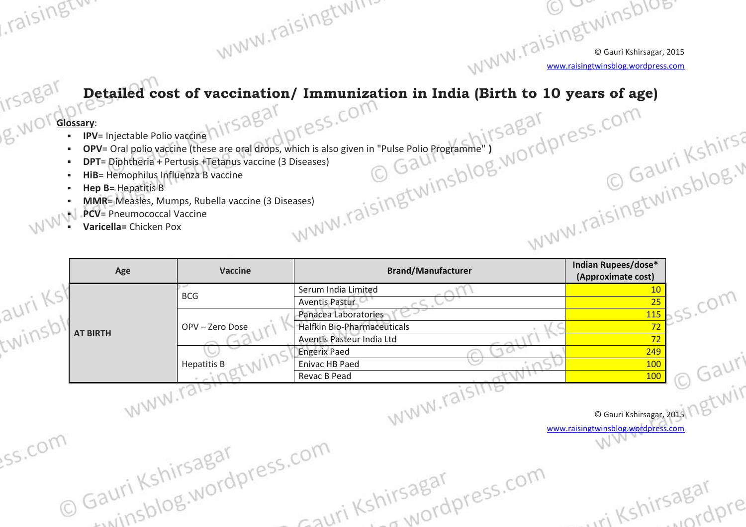# Detailed cost of vaccination/ Immunization in India (Birth to 10 years of age)

**Glossary**:

- **IPV**= Injectable Polio vaccine
- **OPV**= Oral polio vaccine (these are oral drops, which is also given in "Pulse Polio Programme" **)**
- **DPT**= Diphtheria + Pertusis +Tetanus vaccine (3 Diseases)
- **HiB**= Hemophilus Influenza B vaccine
- **Hep B=** Hepatitis B
- **MMR**= Measles, Mumps, Rubella vaccine (3 Diseases)
- **PCV**= Pneumococcal Vaccine
- **Varicella=** Chicken Pox

| Age | Vaccine | Brand/Manufacturer | Indian Rupees/dose* (Approximate cost) |
|---|---|---|---|
| **AT BIRTH** | BCG | Serum India Limited | 10 |
| | | Aventis Pastur | 25 |
| | OPV – Zero Dose | Panacea Laboratories | 115 |
| | | Halfkin Bio-Pharmaceuticals | 72 |
| | | Aventis Pasteur India Ltd | 72 |
| | Hepatitis B | Engerix Paed | 249 |
| | | Enivac HB Paed | 100 |
| | | Revac B Pead | 100 |

© Gauri Kshirsagar, 2015
www.raisingtwinsblog.wordpress.com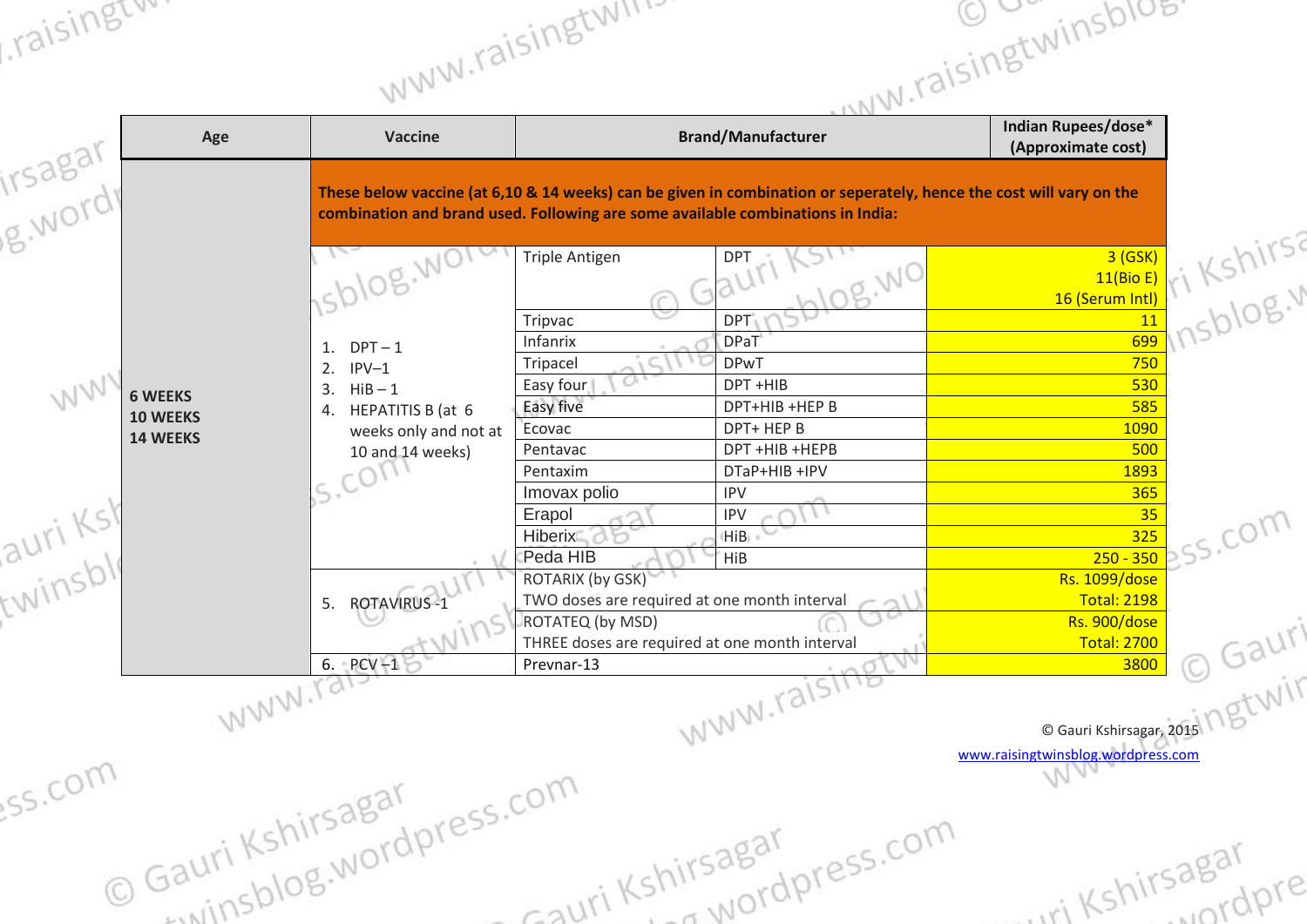| Age | Vaccine | Brand/Manufacturer | | Indian Rupees/dose* (Approximate cost) |
|---|---|---|---|---|
| 6 WEEKS 10 WEEKS 14 WEEKS | **These below vaccine (at 6,10 & 14 weeks) can be given in combination or seperately, hence the cost will vary on the combination and brand used. Following are some available combinations in India:** | | | |
| | 1. DPT – 1 2. IPV–1 3. HiB – 1 4. HEPATITIS B (at 6 weeks only and not at 10 and 14 weeks) | Triple Antigen | DPT | 3 (GSK) 11(Bio E) 16 (Serum Intl) |
| | | Tripvac | DPT | 11 |
| | | Infanrix | DPaT | 699 |
| | | Tripacel | DPwT | 750 |
| | | Easy four | DPT +HIB | 530 |
| | | Easy five | DPT+HIB +HEP B | 585 |
| | | Ecovac | DPT+ HEP B | 1090 |
| | | Pentavac | DPT +HIB +HEPB | 500 |
| | | Pentaxim | DTaP+HIB +IPV | 1893 |
| | | Imovax polio | IPV | 365 |
| | | Erapol | IPV | 35 |
| | | Hiberix | HiB | 325 |
| | | Peda HIB | HiB | 250 - 350 |
| | 5. ROTAVIRUS -1 | ROTARIX (by GSK) TWO doses are required at one month interval | | Rs. 1099/dose Total: 2198 |
| | | ROTATEQ (by MSD) THREE doses are required at one month interval | | Rs. 900/dose Total: 2700 |
| | 6. PCV –1 | Prevnar-13 | | 3800 |

© Gauri Kshirsagar, 2015
www.raisingtwinsblog.wordpress.com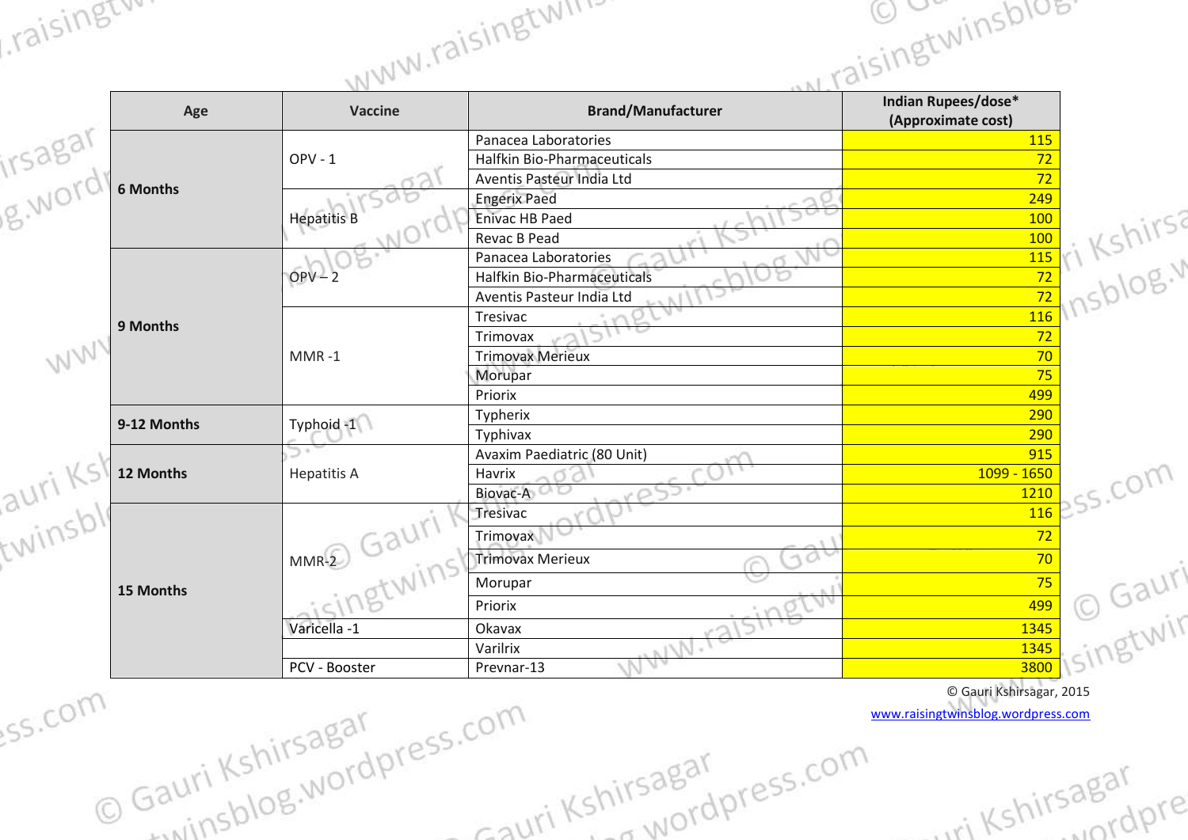| Age | Vaccine | Brand/Manufacturer | Indian Rupees/dose* (Approximate cost) |
|---|---|---|---|
| 6 Months | OPV - 1 | Panacea Laboratories | 115 |
| | | Halfkin Bio-Pharmaceuticals | 72 |
| | | Aventis Pasteur India Ltd | 72 |
| | Hepatitis B | Engerix Paed | 249 |
| | | Enivac HB Paed | 100 |
| | | Revac B Pead | 100 |
| 9 Months | OPV – 2 | Panacea Laboratories | 115 |
| | | Halfkin Bio-Pharmaceuticals | 72 |
| | | Aventis Pasteur India Ltd | 72 |
| | MMR -1 | Tresivac | 116 |
| | | Trimovax | 72 |
| | | Trimovax Merieux | 70 |
| | | Morupar | 75 |
| | | Priorix | 499 |
| 9-12 Months | Typhoid -1 | Typherix | 290 |
| | | Typhivax | 290 |
| 12 Months | Hepatitis A | Avaxim Paediatric (80 Unit) | 915 |
| | | Havrix | 1099 - 1650 |
| | | Biovac-A | 1210 |
| 15 Months | MMR-2 | Tresivac | 116 |
| | | Trimovax | 72 |
| | | Trimovax Merieux | 70 |
| | | Morupar | 75 |
| | | Priorix | 499 |
| | Varicella -1 | Okavax | 1345 |
| | | Varilrix | 1345 |
| | PCV - Booster | Prevnar-13 | 3800 |

© Gauri Kshirsagar, 2015

[www.raisingtwinsblog.wordpress.com](http://www.raisingtwinsblog.wordpress.com)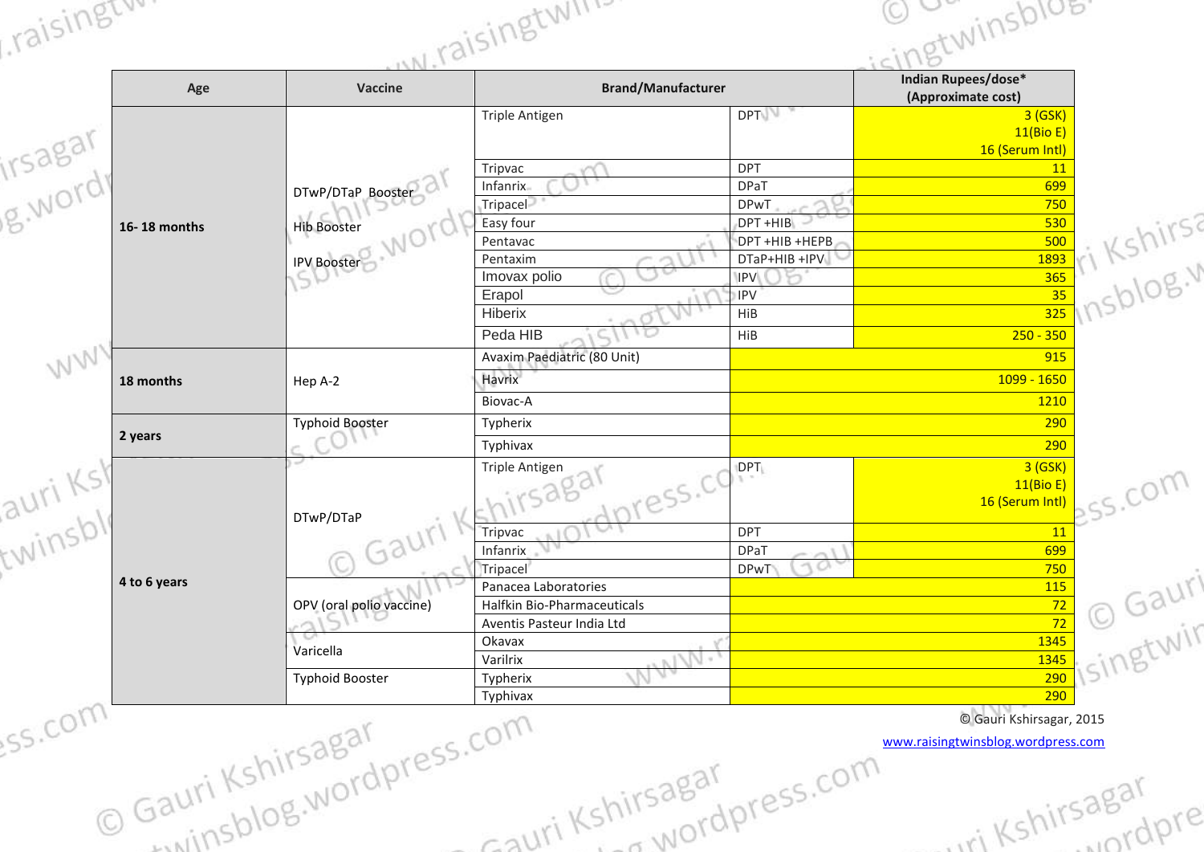| Age | Vaccine | Brand/Manufacturer | | Indian Rupees/dose* (Approximate cost) |
|---|---|---|---|---|
| 16- 18 months | DTwP/DTaP Booster<br>Hib Booster<br>IPV Booster | Triple Antigen | DPT | 3 (GSK)<br>11(Bio E)<br>16 (Serum Intl) |
| | | Tripvac | DPT | 11 |
| | | Infanrix | DPaT | 699 |
| | | Tripacel | DPwT | 750 |
| | | Easy four | DPT +HIB | 530 |
| | | Pentavac | DPT +HIB +HEPB | 500 |
| | | Pentaxim | DTaP+HIB +IPV | 1893 |
| | | Imovax polio | IPV | 365 |
| | | Erapol | IPV | 35 |
| | | Hiberix | HiB | 325 |
| | | Peda HIB | HiB | 250 - 350 |
| 18 months | Hep A-2 | Avaxim Paediatric (80 Unit) | | 915 |
| | | Havrix | | 1099 - 1650 |
| | | Biovac-A | | 1210 |
| 2 years | Typhoid Booster | Typherix | | 290 |
| | | Typhivax | | 290 |
| 4 to 6 years | DTwP/DTaP | Triple Antigen | DPT | 3 (GSK)<br>11(Bio E)<br>16 (Serum Intl) |
| | | Tripvac | DPT | 11 |
| | | Infanrix | DPaT | 699 |
| | | Tripacel | DPwT | 750 |
| | OPV (oral polio vaccine) | Panacea Laboratories | | 115 |
| | | Halfkin Bio-Pharmaceuticals | | 72 |
| | | Aventis Pasteur India Ltd | | 72 |
| | Varicella | Okavax | | 1345 |
| | | Varilrix | | 1345 |
| | Typhoid Booster | Typherix | | 290 |
| | | Typhivax | | 290 |

© Gauri Kshirsagar, 2015

www.raisingtwinsblog.wordpress.com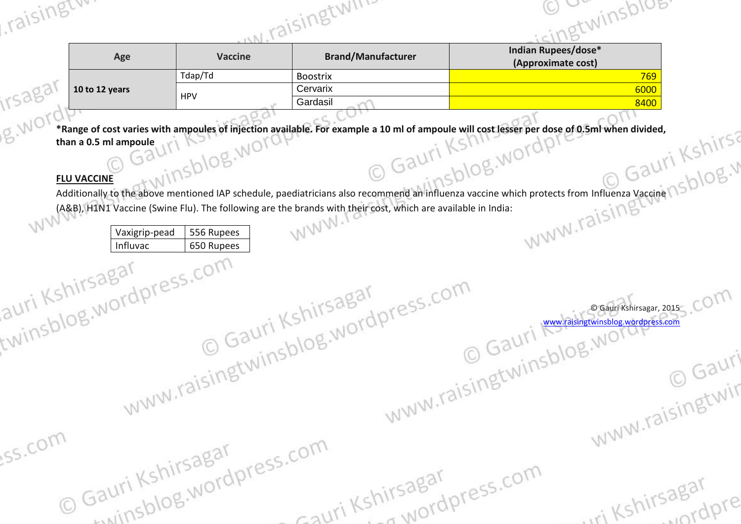| Age | Vaccine | Brand/Manufacturer | Indian Rupees/dose* (Approximate cost) |
| --- | --- | --- | --- |
| 10 to 12 years | Tdap/Td | Boostrix | 769 |
| | HPV | Cervarix | 6000 |
| | | Gardasil | 8400 |

**\*Range of cost varies with ampoules of injection available. For example a 10 ml of ampoule will cost lesser per dose of 0.5ml when divided, than a 0.5 ml ampoule**

**FLU VACCINE**

Additionally to the above mentioned IAP schedule, paediatricians also recommend an influenza vaccine which protects from Influenza Vaccine (A&B), H1N1 Vaccine (Swine Flu). The following are the brands with their cost, which are available in India:

| | |
| --- | --- |
| Vaxigrip-pead | 556 Rupees |
| Influvac | 650 Rupees |

© Gauri Kshirsagar, 2015
www.raisingtwinsblog.wordpress.com